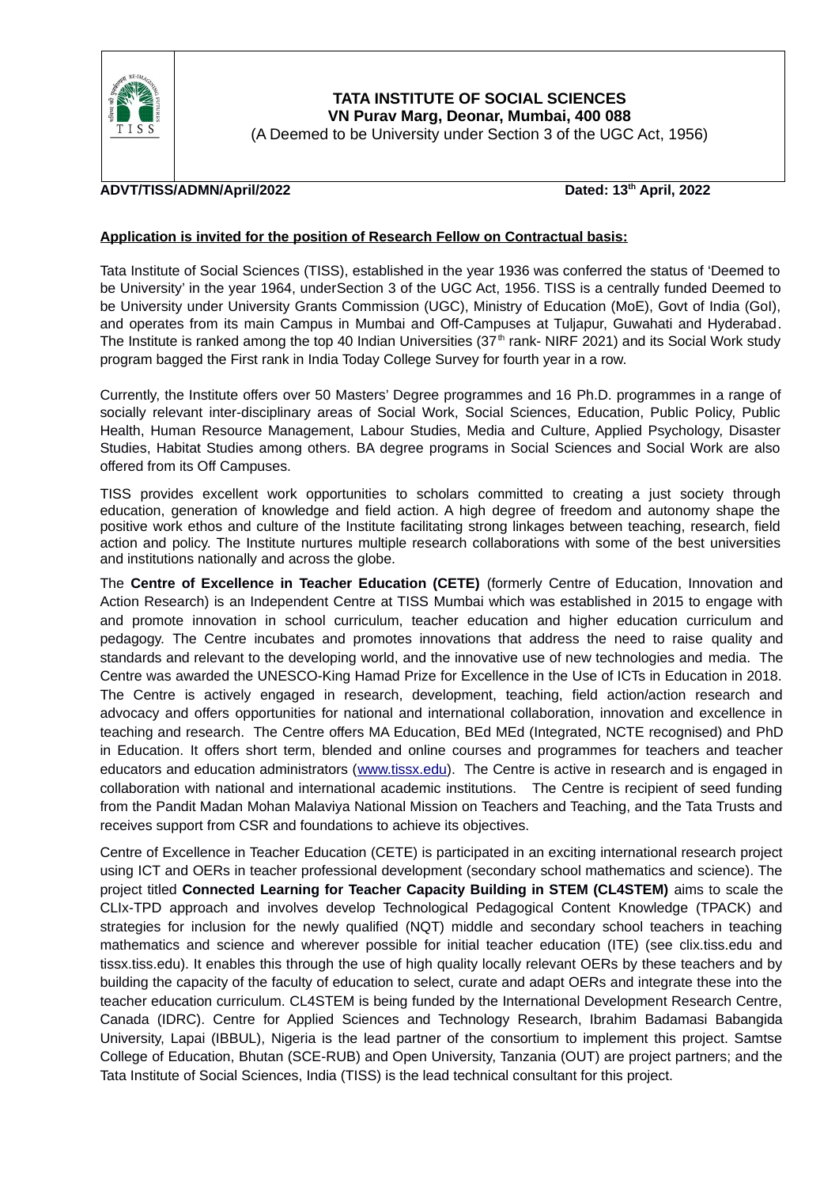**TATA INSTITUTE OF SOCIAL SCIENCES**
**VN Purav Marg, Deonar, Mumbai, 400 088**
(A Deemed to be University under Section 3 of the UGC Act, 1956)

**ADVT/TISS/ADMN/April/2022** **Dated: 13th April, 2022**

**Application is invited for the position of Research Fellow on Contractual basis:**

Tata Institute of Social Sciences (TISS), established in the year 1936 was conferred the status of 'Deemed to be University' in the year 1964, underSection 3 of the UGC Act, 1956. TISS is a centrally funded Deemed to be University under University Grants Commission (UGC), Ministry of Education (MoE), Govt of India (GoI), and operates from its main Campus in Mumbai and Off-Campuses at Tuljapur, Guwahati and Hyderabad. The Institute is ranked among the top 40 Indian Universities (37th rank- NIRF 2021) and its Social Work study program bagged the First rank in India Today College Survey for fourth year in a row.

Currently, the Institute offers over 50 Masters' Degree programmes and 16 Ph.D. programmes in a range of socially relevant inter-disciplinary areas of Social Work, Social Sciences, Education, Public Policy, Public Health, Human Resource Management, Labour Studies, Media and Culture, Applied Psychology, Disaster Studies, Habitat Studies among others. BA degree programs in Social Sciences and Social Work are also offered from its Off Campuses.

TISS provides excellent work opportunities to scholars committed to creating a just society through education, generation of knowledge and field action. A high degree of freedom and autonomy shape the positive work ethos and culture of the Institute facilitating strong linkages between teaching, research, field action and policy. The Institute nurtures multiple research collaborations with some of the best universities and institutions nationally and across the globe.

The **Centre of Excellence in Teacher Education (CETE)** (formerly Centre of Education, Innovation and Action Research) is an Independent Centre at TISS Mumbai which was established in 2015 to engage with and promote innovation in school curriculum, teacher education and higher education curriculum and pedagogy. The Centre incubates and promotes innovations that address the need to raise quality and standards and relevant to the developing world, and the innovative use of new technologies and media. The Centre was awarded the UNESCO-King Hamad Prize for Excellence in the Use of ICTs in Education in 2018. The Centre is actively engaged in research, development, teaching, field action/action research and advocacy and offers opportunities for national and international collaboration, innovation and excellence in teaching and research. The Centre offers MA Education, BEd MEd (Integrated, NCTE recognised) and PhD in Education. It offers short term, blended and online courses and programmes for teachers and teacher educators and education administrators (www.tissx.edu). The Centre is active in research and is engaged in collaboration with national and international academic institutions. The Centre is recipient of seed funding from the Pandit Madan Mohan Malaviya National Mission on Teachers and Teaching, and the Tata Trusts and receives support from CSR and foundations to achieve its objectives.

Centre of Excellence in Teacher Education (CETE) is participated in an exciting international research project using ICT and OERs in teacher professional development (secondary school mathematics and science). The project titled **Connected Learning for Teacher Capacity Building in STEM (CL4STEM)** aims to scale the CLIx-TPD approach and involves develop Technological Pedagogical Content Knowledge (TPACK) and strategies for inclusion for the newly qualified (NQT) middle and secondary school teachers in teaching mathematics and science and wherever possible for initial teacher education (ITE) (see clix.tiss.edu and tissx.tiss.edu). It enables this through the use of high quality locally relevant OERs by these teachers and by building the capacity of the faculty of education to select, curate and adapt OERs and integrate these into the teacher education curriculum. CL4STEM is being funded by the International Development Research Centre, Canada (IDRC). Centre for Applied Sciences and Technology Research, Ibrahim Badamasi Babangida University, Lapai (IBBUL), Nigeria is the lead partner of the consortium to implement this project. Samtse College of Education, Bhutan (SCE-RUB) and Open University, Tanzania (OUT) are project partners; and the Tata Institute of Social Sciences, India (TISS) is the lead technical consultant for this project.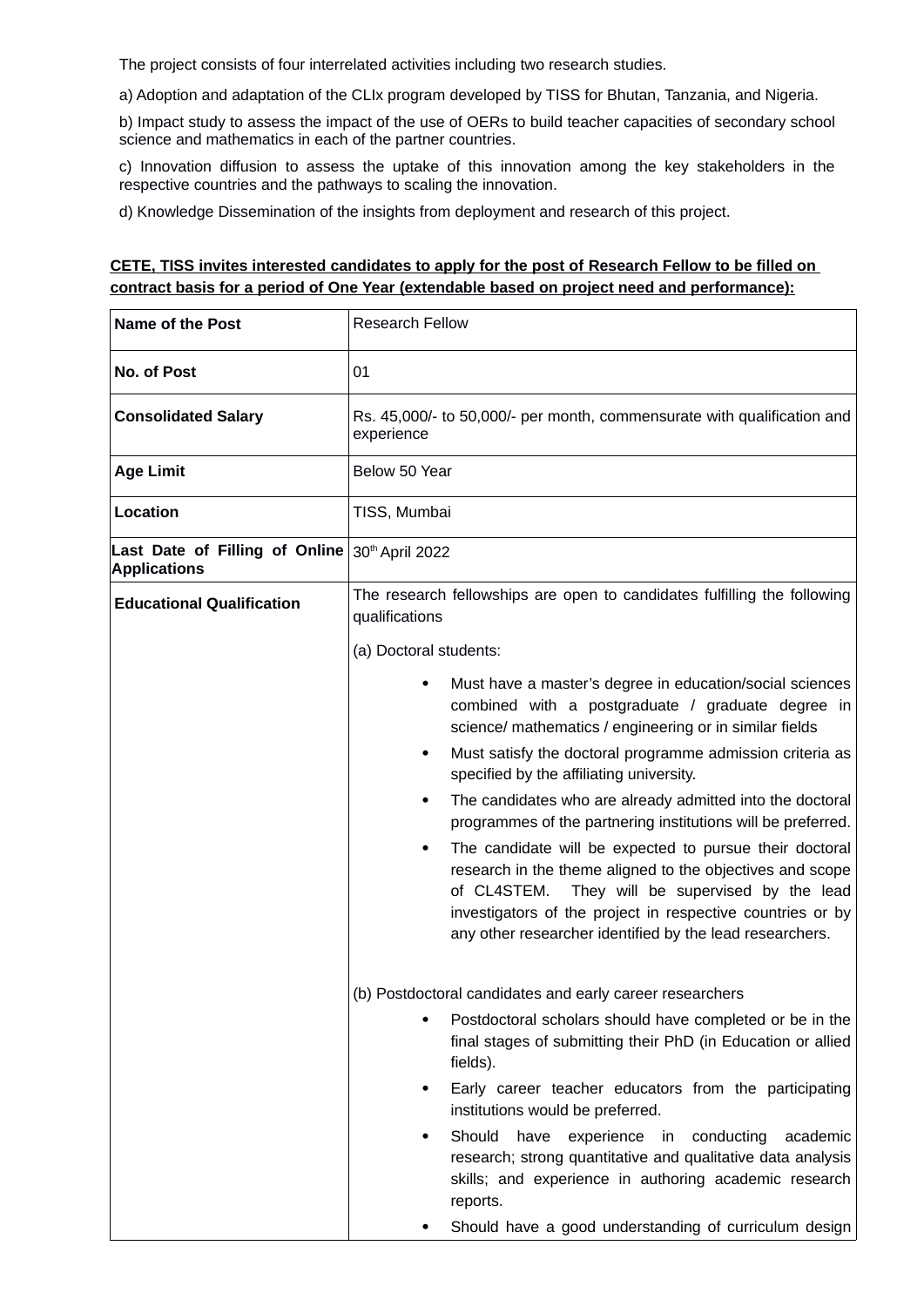The project consists of four interrelated activities including two research studies.

a) Adoption and adaptation of the CLIx program developed by TISS for Bhutan, Tanzania, and Nigeria.

b) Impact study to assess the impact of the use of OERs to build teacher capacities of secondary school science and mathematics in each of the partner countries.

c) Innovation diffusion to assess the uptake of this innovation among the key stakeholders in the respective countries and the pathways to scaling the innovation.

d) Knowledge Dissemination of the insights from deployment and research of this project.

**CETE, TISS invites interested candidates to apply for the post of Research Fellow to be filled on contract basis for a period of One Year (extendable based on project need and performance):**

| | |
|---|---|
| **Name of the Post** | Research Fellow |
| **No. of Post** | 01 |
| **Consolidated Salary** | Rs. 45,000/- to 50,000/- per month, commensurate with qualification and experience |
| **Age Limit** | Below 50 Year |
| **Location** | TISS, Mumbai |
| **Last Date of Filling of Online Applications** | 30th April 2022 |
| **Educational Qualification** | The research fellowships are open to candidates fulfilling the following qualifications<br><br>(a) Doctoral students:<br>• Must have a master's degree in education/social sciences combined with a postgraduate / graduate degree in science/ mathematics / engineering or in similar fields<br>• Must satisfy the doctoral programme admission criteria as specified by the affiliating university.<br>• The candidates who are already admitted into the doctoral programmes of the partnering institutions will be preferred.<br>• The candidate will be expected to pursue their doctoral research in the theme aligned to the objectives and scope of CL4STEM. They will be supervised by the lead investigators of the project in respective countries or by any other researcher identified by the lead researchers.<br><br>(b) Postdoctoral candidates and early career researchers<br>• Postdoctoral scholars should have completed or be in the final stages of submitting their PhD (in Education or allied fields).<br>• Early career teacher educators from the participating institutions would be preferred.<br>• Should have experience in conducting academic research; strong quantitative and qualitative data analysis skills; and experience in authoring academic research reports.<br>• Should have a good understanding of curriculum design |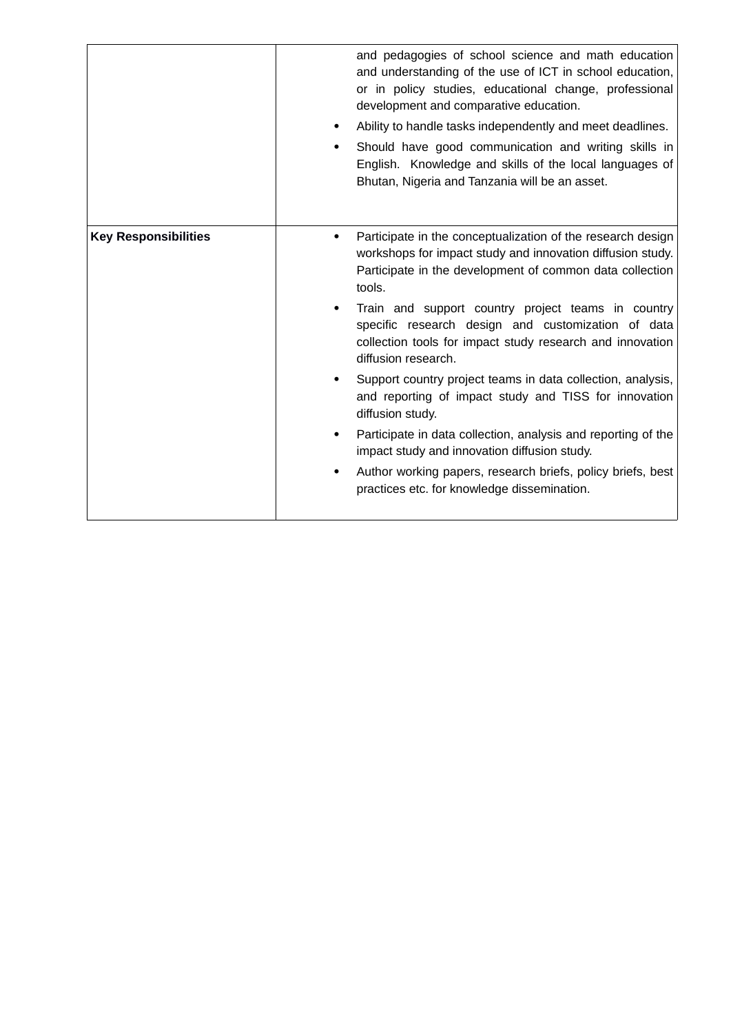| | |
|---|---|
| | and pedagogies of school science and math education and understanding of the use of ICT in school education, or in policy studies, educational change, professional development and comparative education.<br>• Ability to handle tasks independently and meet deadlines.<br>• Should have good communication and writing skills in English. Knowledge and skills of the local languages of Bhutan, Nigeria and Tanzania will be an asset. |
| **Key Responsibilities** | • Participate in the conceptualization of the research design workshops for impact study and innovation diffusion study. Participate in the development of common data collection tools.<br>• Train and support country project teams in country specific research design and customization of data collection tools for impact study research and innovation diffusion research.<br>• Support country project teams in data collection, analysis, and reporting of impact study and TISS for innovation diffusion study.<br>• Participate in data collection, analysis and reporting of the impact study and innovation diffusion study.<br>• Author working papers, research briefs, policy briefs, best practices etc. for knowledge dissemination. |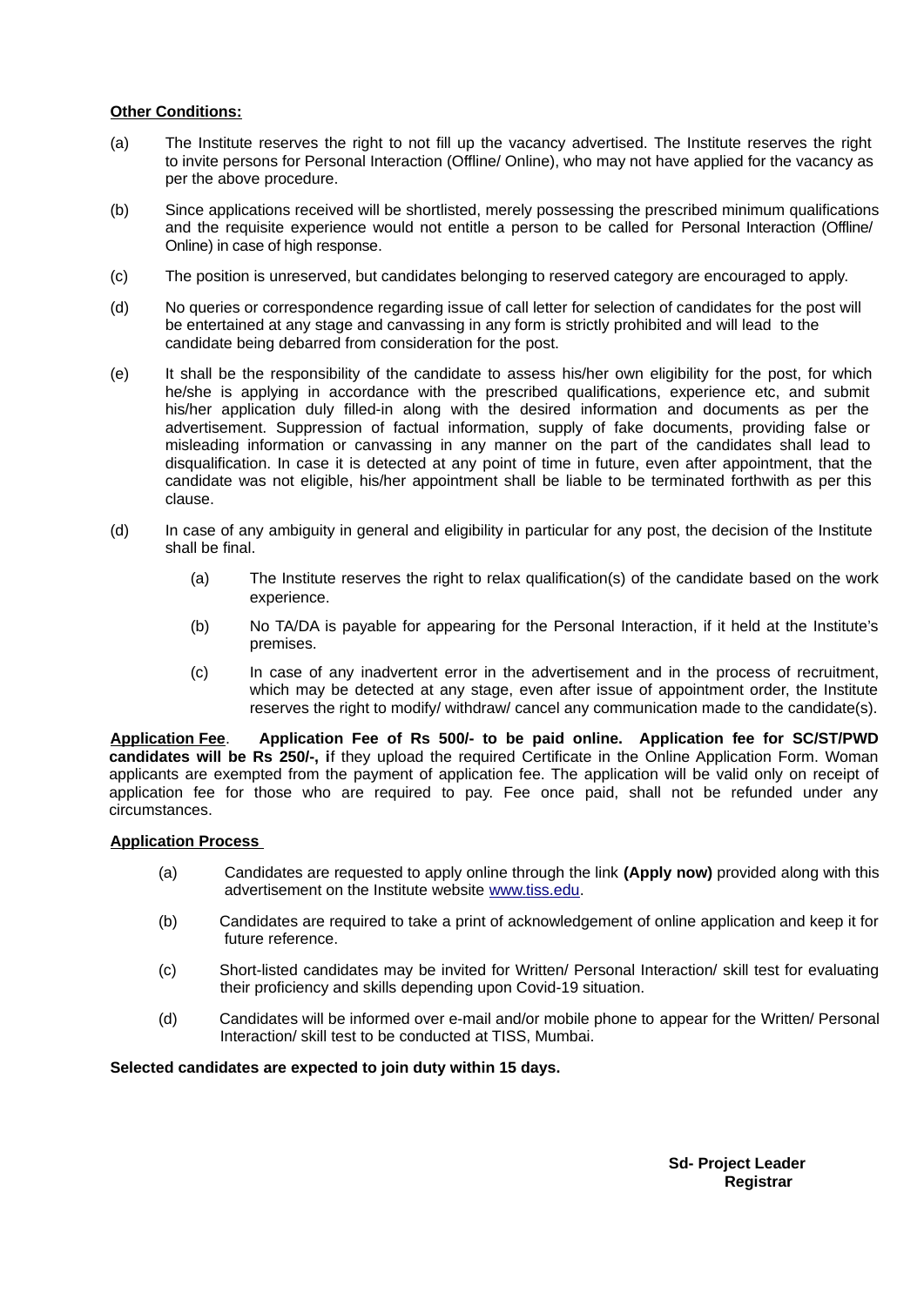**Other Conditions:**

(a) The Institute reserves the right to not fill up the vacancy advertised. The Institute reserves the right to invite persons for Personal Interaction (Offline/ Online), who may not have applied for the vacancy as per the above procedure.

(b) Since applications received will be shortlisted, merely possessing the prescribed minimum qualifications and the requisite experience would not entitle a person to be called for Personal Interaction (Offline/ Online) in case of high response.

(c) The position is unreserved, but candidates belonging to reserved category are encouraged to apply.

(d) No queries or correspondence regarding issue of call letter for selection of candidates for the post will be entertained at any stage and canvassing in any form is strictly prohibited and will lead to the candidate being debarred from consideration for the post.

(e) It shall be the responsibility of the candidate to assess his/her own eligibility for the post, for which he/she is applying in accordance with the prescribed qualifications, experience etc, and submit his/her application duly filled-in along with the desired information and documents as per the advertisement. Suppression of factual information, supply of fake documents, providing false or misleading information or canvassing in any manner on the part of the candidates shall lead to disqualification. In case it is detected at any point of time in future, even after appointment, that the candidate was not eligible, his/her appointment shall be liable to be terminated forthwith as per this clause.

(d) In case of any ambiguity in general and eligibility in particular for any post, the decision of the Institute shall be final.

    (a) The Institute reserves the right to relax qualification(s) of the candidate based on the work experience.

    (b) No TA/DA is payable for appearing for the Personal Interaction, if it held at the Institute's premises.

    (c) In case of any inadvertent error in the advertisement and in the process of recruitment, which may be detected at any stage, even after issue of appointment order, the Institute reserves the right to modify/ withdraw/ cancel any communication made to the candidate(s).

**Application Fee**. **Application Fee of Rs 500/- to be paid online. Application fee for SC/ST/PWD candidates will be Rs 250/-, i**f they upload the required Certificate in the Online Application Form. Woman applicants are exempted from the payment of application fee. The application will be valid only on receipt of application fee for those who are required to pay. Fee once paid, shall not be refunded under any circumstances.

**Application Process**

(a) Candidates are requested to apply online through the link **(Apply now)** provided along with this advertisement on the Institute website www.tiss.edu.

(b) Candidates are required to take a print of acknowledgement of online application and keep it for future reference.

(c) Short-listed candidates may be invited for Written/ Personal Interaction/ skill test for evaluating their proficiency and skills depending upon Covid-19 situation.

(d) Candidates will be informed over e-mail and/or mobile phone to appear for the Written/ Personal Interaction/ skill test to be conducted at TISS, Mumbai.

**Selected candidates are expected to join duty within 15 days.**

**Sd- Project Leader**
**Registrar**